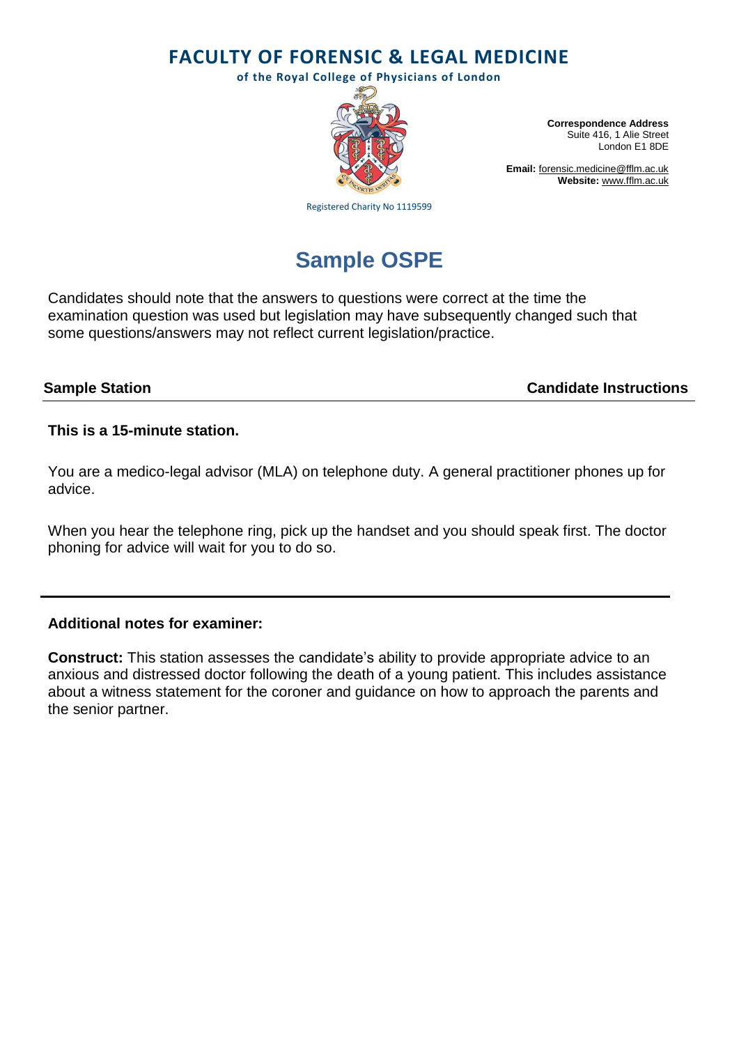# FACULTY OF FORENSIC & LEGAL MEDICINE

**of the Royal College of Physicians of London**

**Correspondence Address**
Suite 416, 1 Alie Street
London E1 8DE

**Email:** forensic.medicine@fflm.ac.uk
**Website:** www.fflm.ac.uk

Registered Charity No 1119599

## Sample OSPE

Candidates should note that the answers to questions were correct at the time the examination question was used but legislation may have subsequently changed such that some questions/answers may not reflect current legislation/practice.

**Sample Station** **Candidate Instructions**

---

**This is a 15-minute station.**

You are a medico-legal advisor (MLA) on telephone duty. A general practitioner phones up for advice.

When you hear the telephone ring, pick up the handset and you should speak first. The doctor phoning for advice will wait for you to do so.

---

**Additional notes for examiner:**

**Construct:** This station assesses the candidate's ability to provide appropriate advice to an anxious and distressed doctor following the death of a young patient. This includes assistance about a witness statement for the coroner and guidance on how to approach the parents and the senior partner.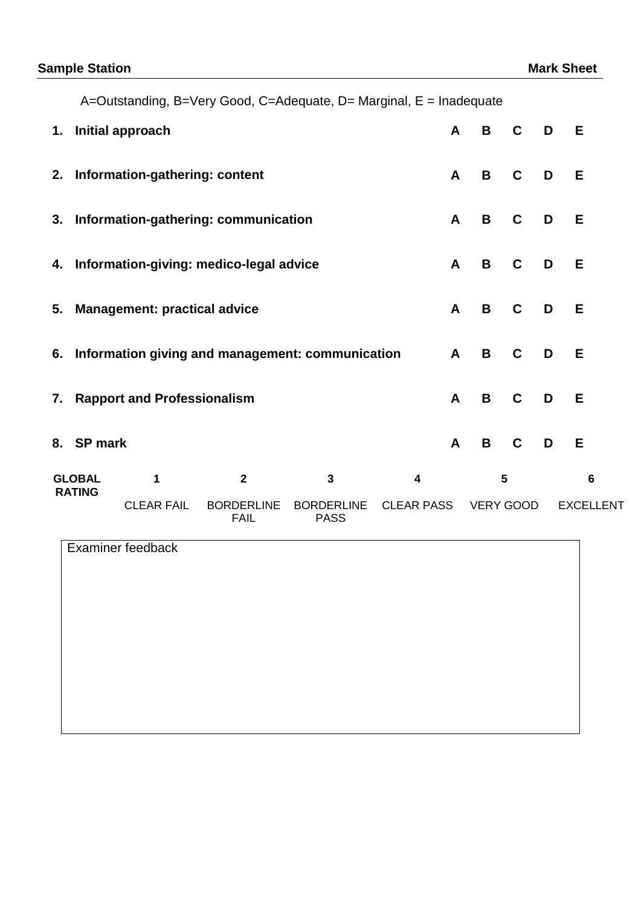**Sample Station** **Mark Sheet**

A=Outstanding, B=Very Good, C=Adequate, D= Marginal, E = Inadequate

| | | | | | | |
|---|---|---|---|---|---|---|
| **1.** | **Initial approach** | **A** | **B** | **C** | **D** | **E** |
| **2.** | **Information-gathering: content** | **A** | **B** | **C** | **D** | **E** |
| **3.** | **Information-gathering: communication** | **A** | **B** | **C** | **D** | **E** |
| **4.** | **Information-giving: medico-legal advice** | **A** | **B** | **C** | **D** | **E** |
| **5.** | **Management: practical advice** | **A** | **B** | **C** | **D** | **E** |
| **6.** | **Information giving and management: communication** | **A** | **B** | **C** | **D** | **E** |
| **7.** | **Rapport and Professionalism** | **A** | **B** | **C** | **D** | **E** |
| **8.** | **SP mark** | **A** | **B** | **C** | **D** | **E** |

| **GLOBAL RATING** | **1** | **2** | **3** | **4** | **5** | **6** |
|---|---|---|---|---|---|---|
| | CLEAR FAIL | BORDERLINE FAIL | BORDERLINE PASS | CLEAR PASS | VERY GOOD | EXCELLENT |

| Examiner feedback |
|---|
| |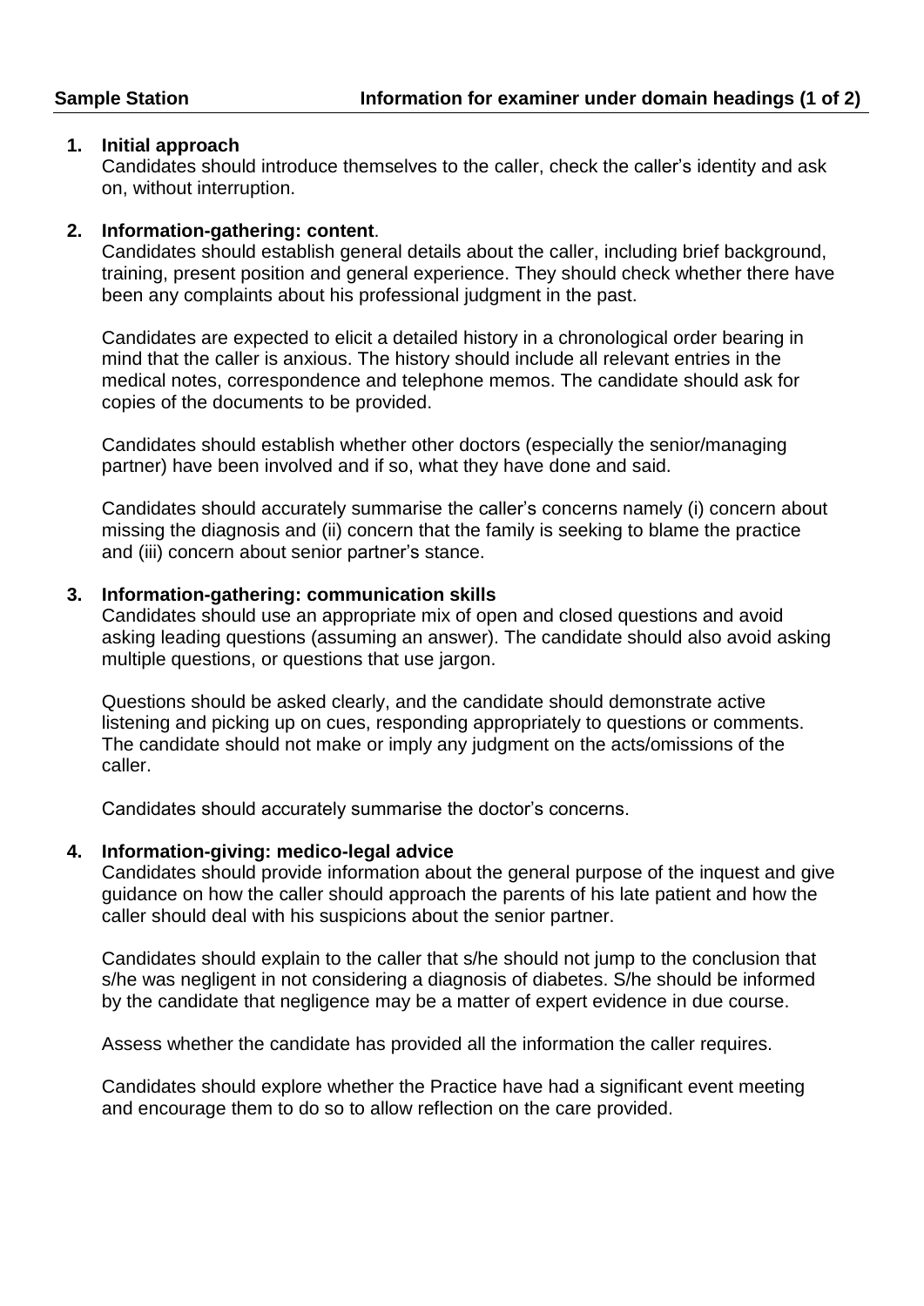**Sample Station** **Information for examiner under domain headings (1 of 2)**

1. **Initial approach**
   Candidates should introduce themselves to the caller, check the caller's identity and ask on, without interruption.

2. **Information-gathering: content**.
   Candidates should establish general details about the caller, including brief background, training, present position and general experience. They should check whether there have been any complaints about his professional judgment in the past.

   Candidates are expected to elicit a detailed history in a chronological order bearing in mind that the caller is anxious. The history should include all relevant entries in the medical notes, correspondence and telephone memos. The candidate should ask for copies of the documents to be provided.

   Candidates should establish whether other doctors (especially the senior/managing partner) have been involved and if so, what they have done and said.

   Candidates should accurately summarise the caller's concerns namely (i) concern about missing the diagnosis and (ii) concern that the family is seeking to blame the practice and (iii) concern about senior partner's stance.

3. **Information-gathering: communication skills**
   Candidates should use an appropriate mix of open and closed questions and avoid asking leading questions (assuming an answer). The candidate should also avoid asking multiple questions, or questions that use jargon.

   Questions should be asked clearly, and the candidate should demonstrate active listening and picking up on cues, responding appropriately to questions or comments. The candidate should not make or imply any judgment on the acts/omissions of the caller.

   Candidates should accurately summarise the doctor's concerns.

4. **Information-giving: medico-legal advice**
   Candidates should provide information about the general purpose of the inquest and give guidance on how the caller should approach the parents of his late patient and how the caller should deal with his suspicions about the senior partner.

   Candidates should explain to the caller that s/he should not jump to the conclusion that s/he was negligent in not considering a diagnosis of diabetes. S/he should be informed by the candidate that negligence may be a matter of expert evidence in due course.

   Assess whether the candidate has provided all the information the caller requires.

   Candidates should explore whether the Practice have had a significant event meeting and encourage them to do so to allow reflection on the care provided.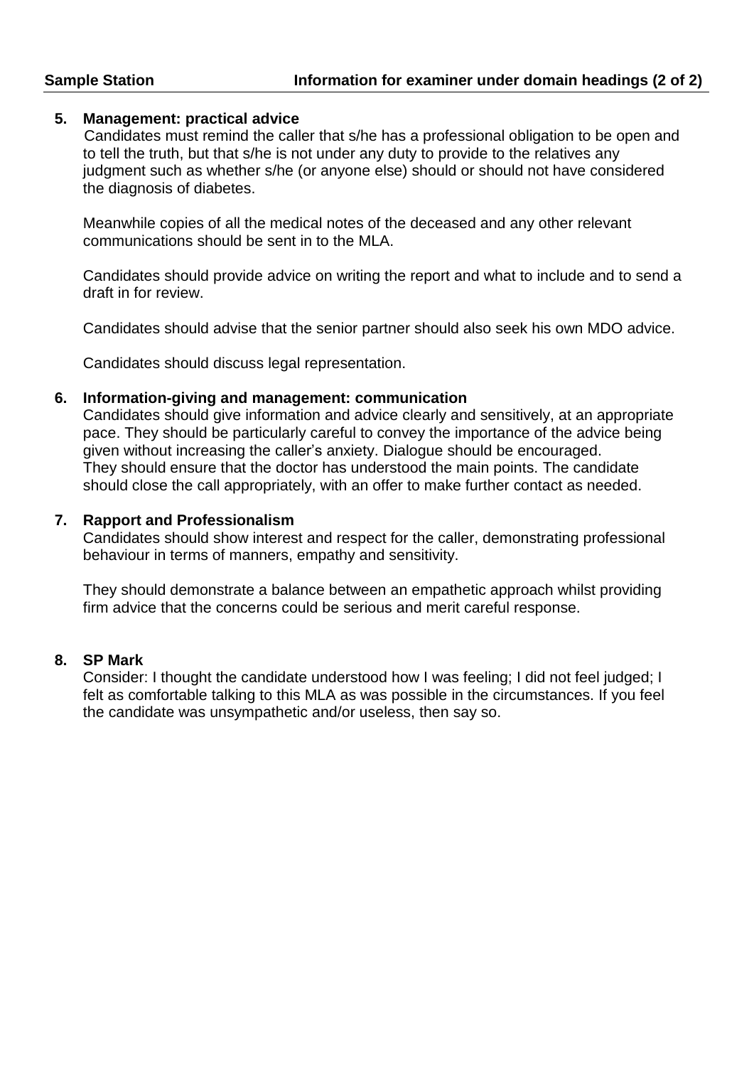**Sample Station** **Information for examiner under domain headings (2 of 2)**

### 5. Management: practical advice

Candidates must remind the caller that s/he has a professional obligation to be open and to tell the truth, but that s/he is not under any duty to provide to the relatives any judgment such as whether s/he (or anyone else) should or should not have considered the diagnosis of diabetes.

Meanwhile copies of all the medical notes of the deceased and any other relevant communications should be sent in to the MLA.

Candidates should provide advice on writing the report and what to include and to send a draft in for review.

Candidates should advise that the senior partner should also seek his own MDO advice.

Candidates should discuss legal representation.

### 6. Information-giving and management: communication

Candidates should give information and advice clearly and sensitively, at an appropriate pace. They should be particularly careful to convey the importance of the advice being given without increasing the caller's anxiety. Dialogue should be encouraged. They should ensure that the doctor has understood the main points. The candidate should close the call appropriately, with an offer to make further contact as needed.

### 7. Rapport and Professionalism

Candidates should show interest and respect for the caller, demonstrating professional behaviour in terms of manners, empathy and sensitivity.

They should demonstrate a balance between an empathetic approach whilst providing firm advice that the concerns could be serious and merit careful response.

### 8. SP Mark

Consider: I thought the candidate understood how I was feeling; I did not feel judged; I felt as comfortable talking to this MLA as was possible in the circumstances. If you feel the candidate was unsympathetic and/or useless, then say so.